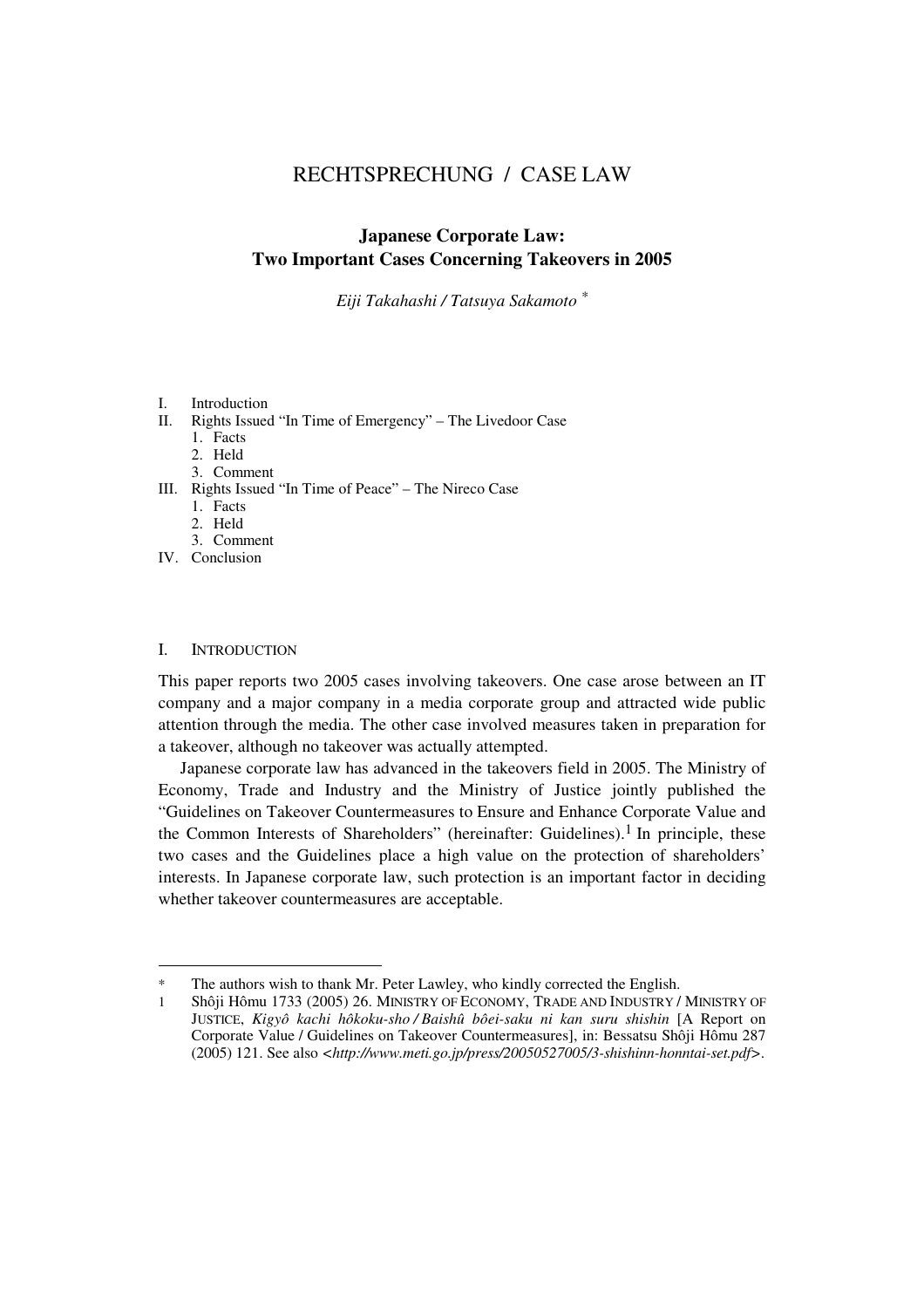# RECHTSPRECHUNG / CASE LAW

## Japanese Corporate Law: Two Important Cases Concerning Takeovers in 2005

*Eiji Takahashi / Tatsuya Sakamoto* *

I. Introduction
II. Rights Issued "In Time of Emergency" – The Livedoor Case
   1. Facts
   2. Held
   3. Comment
III. Rights Issued "In Time of Peace" – The Nireco Case
   1. Facts
   2. Held
   3. Comment
IV. Conclusion

### I. INTRODUCTION

This paper reports two 2005 cases involving takeovers. One case arose between an IT company and a major company in a media corporate group and attracted wide public attention through the media. The other case involved measures taken in preparation for a takeover, although no takeover was actually attempted.

Japanese corporate law has advanced in the takeovers field in 2005. The Ministry of Economy, Trade and Industry and the Ministry of Justice jointly published the "Guidelines on Takeover Countermeasures to Ensure and Enhance Corporate Value and the Common Interests of Shareholders" (hereinafter: Guidelines).[1] In principle, these two cases and the Guidelines place a high value on the protection of shareholders' interests. In Japanese corporate law, such protection is an important factor in deciding whether takeover countermeasures are acceptable.

---

\* The authors wish to thank Mr. Peter Lawley, who kindly corrected the English.

1 Shôji Hômu 1733 (2005) 26. MINISTRY OF ECONOMY, TRADE AND INDUSTRY / MINISTRY OF JUSTICE, *Kigyô kachi hôkoku-sho / Baishû bôei-saku ni kan suru shishin* [A Report on Corporate Value / Guidelines on Takeover Countermeasures], in: Bessatsu Shôji Hômu 287 (2005) 121. See also <*http://www.meti.go.jp/press/20050527005/3-shishinn-honntai-set.pdf*>.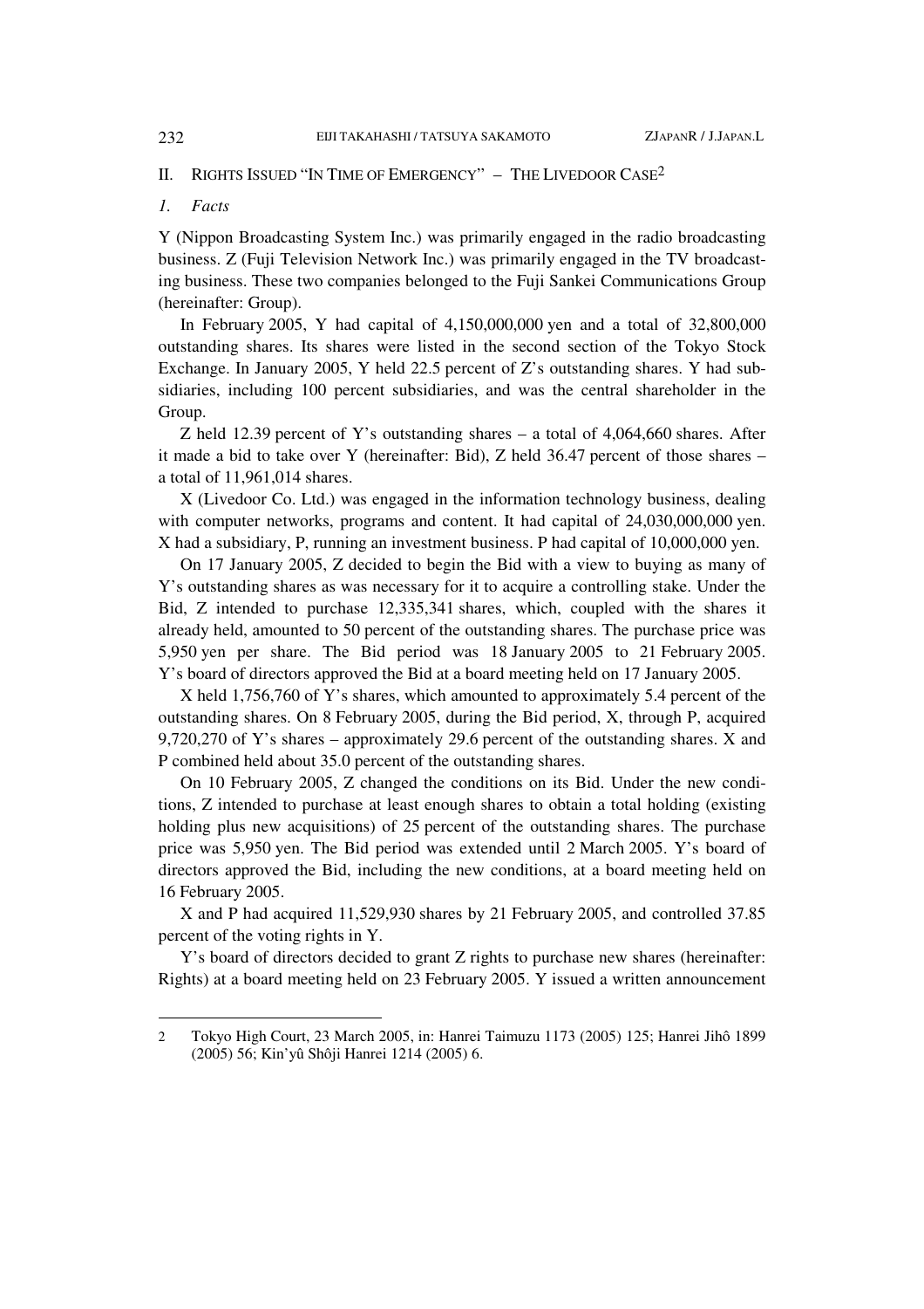## II. Rights Issued "In Time of Emergency" – The Livedoor Case[2]

### *1. Facts*

Y (Nippon Broadcasting System Inc.) was primarily engaged in the radio broadcasting business. Z (Fuji Television Network Inc.) was primarily engaged in the TV broadcasting business. These two companies belonged to the Fuji Sankei Communications Group (hereinafter: Group).

In February 2005, Y had capital of 4,150,000,000 yen and a total of 32,800,000 outstanding shares. Its shares were listed in the second section of the Tokyo Stock Exchange. In January 2005, Y held 22.5 percent of Z's outstanding shares. Y had subsidiaries, including 100 percent subsidiaries, and was the central shareholder in the Group.

Z held 12.39 percent of Y's outstanding shares – a total of 4,064,660 shares. After it made a bid to take over Y (hereinafter: Bid), Z held 36.47 percent of those shares – a total of 11,961,014 shares.

X (Livedoor Co. Ltd.) was engaged in the information technology business, dealing with computer networks, programs and content. It had capital of 24,030,000,000 yen. X had a subsidiary, P, running an investment business. P had capital of 10,000,000 yen.

On 17 January 2005, Z decided to begin the Bid with a view to buying as many of Y's outstanding shares as was necessary for it to acquire a controlling stake. Under the Bid, Z intended to purchase 12,335,341 shares, which, coupled with the shares it already held, amounted to 50 percent of the outstanding shares. The purchase price was 5,950 yen per share. The Bid period was 18 January 2005 to 21 February 2005. Y's board of directors approved the Bid at a board meeting held on 17 January 2005.

X held 1,756,760 of Y's shares, which amounted to approximately 5.4 percent of the outstanding shares. On 8 February 2005, during the Bid period, X, through P, acquired 9,720,270 of Y's shares – approximately 29.6 percent of the outstanding shares. X and P combined held about 35.0 percent of the outstanding shares.

On 10 February 2005, Z changed the conditions on its Bid. Under the new conditions, Z intended to purchase at least enough shares to obtain a total holding (existing holding plus new acquisitions) of 25 percent of the outstanding shares. The purchase price was 5,950 yen. The Bid period was extended until 2 March 2005. Y's board of directors approved the Bid, including the new conditions, at a board meeting held on 16 February 2005.

X and P had acquired 11,529,930 shares by 21 February 2005, and controlled 37.85 percent of the voting rights in Y.

Y's board of directors decided to grant Z rights to purchase new shares (hereinafter: Rights) at a board meeting held on 23 February 2005. Y issued a written announcement

---

2 Tokyo High Court, 23 March 2005, in: Hanrei Taimuzu 1173 (2005) 125; Hanrei Jihô 1899 (2005) 56; Kin'yû Shôji Hanrei 1214 (2005) 6.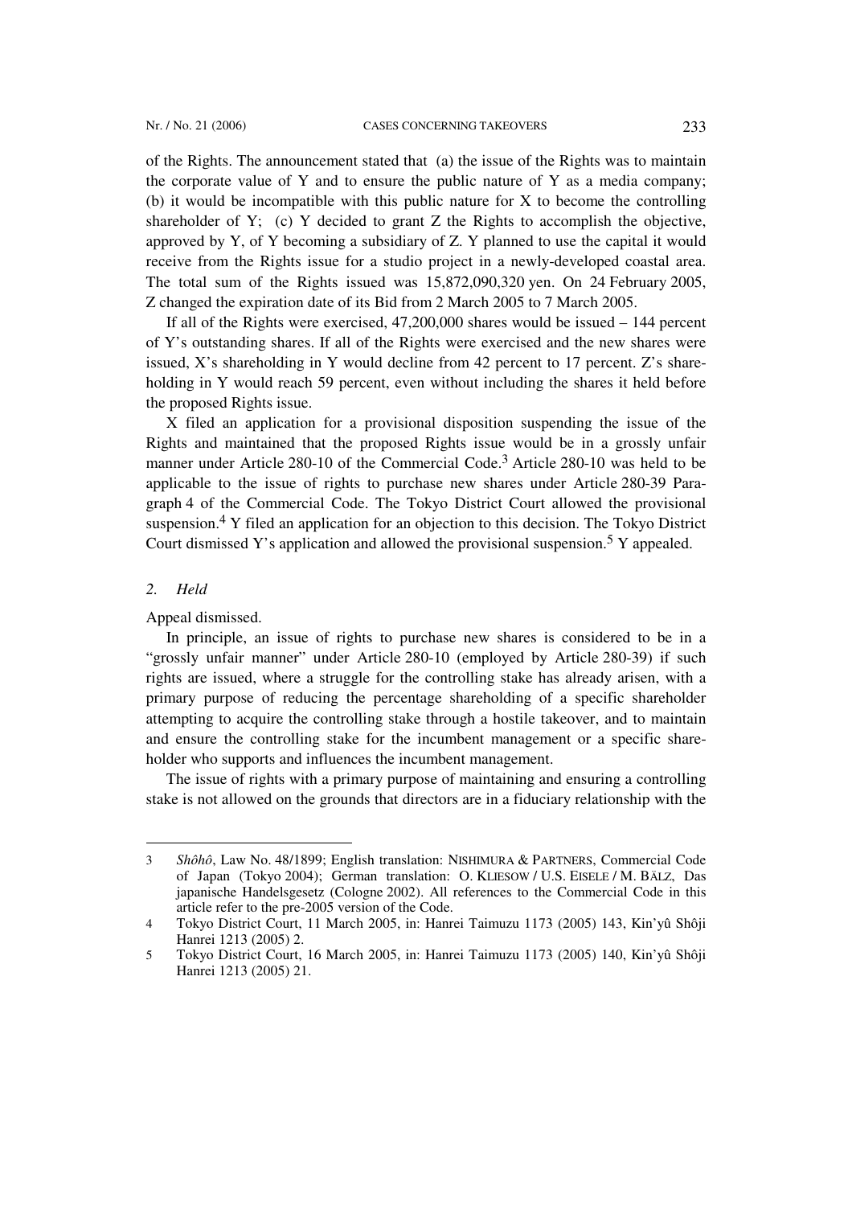of the Rights. The announcement stated that (a) the issue of the Rights was to maintain the corporate value of Y and to ensure the public nature of Y as a media company; (b) it would be incompatible with this public nature for X to become the controlling shareholder of Y; (c) Y decided to grant Z the Rights to accomplish the objective, approved by Y, of Y becoming a subsidiary of Z. Y planned to use the capital it would receive from the Rights issue for a studio project in a newly-developed coastal area. The total sum of the Rights issued was 15,872,090,320 yen. On 24 February 2005, Z changed the expiration date of its Bid from 2 March 2005 to 7 March 2005.

If all of the Rights were exercised, 47,200,000 shares would be issued – 144 percent of Y's outstanding shares. If all of the Rights were exercised and the new shares were issued, X's shareholding in Y would decline from 42 percent to 17 percent. Z's shareholding in Y would reach 59 percent, even without including the shares it held before the proposed Rights issue.

X filed an application for a provisional disposition suspending the issue of the Rights and maintained that the proposed Rights issue would be in a grossly unfair manner under Article 280-10 of the Commercial Code.[3] Article 280-10 was held to be applicable to the issue of rights to purchase new shares under Article 280-39 Paragraph 4 of the Commercial Code. The Tokyo District Court allowed the provisional suspension.[4] Y filed an application for an objection to this decision. The Tokyo District Court dismissed Y's application and allowed the provisional suspension.[5] Y appealed.

## 2. *Held*

Appeal dismissed.

In principle, an issue of rights to purchase new shares is considered to be in a "grossly unfair manner" under Article 280-10 (employed by Article 280-39) if such rights are issued, where a struggle for the controlling stake has already arisen, with a primary purpose of reducing the percentage shareholding of a specific shareholder attempting to acquire the controlling stake through a hostile takeover, and to maintain and ensure the controlling stake for the incumbent management or a specific shareholder who supports and influences the incumbent management.

The issue of rights with a primary purpose of maintaining and ensuring a controlling stake is not allowed on the grounds that directors are in a fiduciary relationship with the

---

3 *Shôhô*, Law No. 48/1899; English translation: NISHIMURA & PARTNERS, Commercial Code of Japan (Tokyo 2004); German translation: O. KLIESOW / U.S. EISELE / M. BÄLZ, Das japanische Handelsgesetz (Cologne 2002). All references to the Commercial Code in this article refer to the pre-2005 version of the Code.

4 Tokyo District Court, 11 March 2005, in: Hanrei Taimuzu 1173 (2005) 143, Kin'yû Shôji Hanrei 1213 (2005) 2.

5 Tokyo District Court, 16 March 2005, in: Hanrei Taimuzu 1173 (2005) 140, Kin'yû Shôji Hanrei 1213 (2005) 21.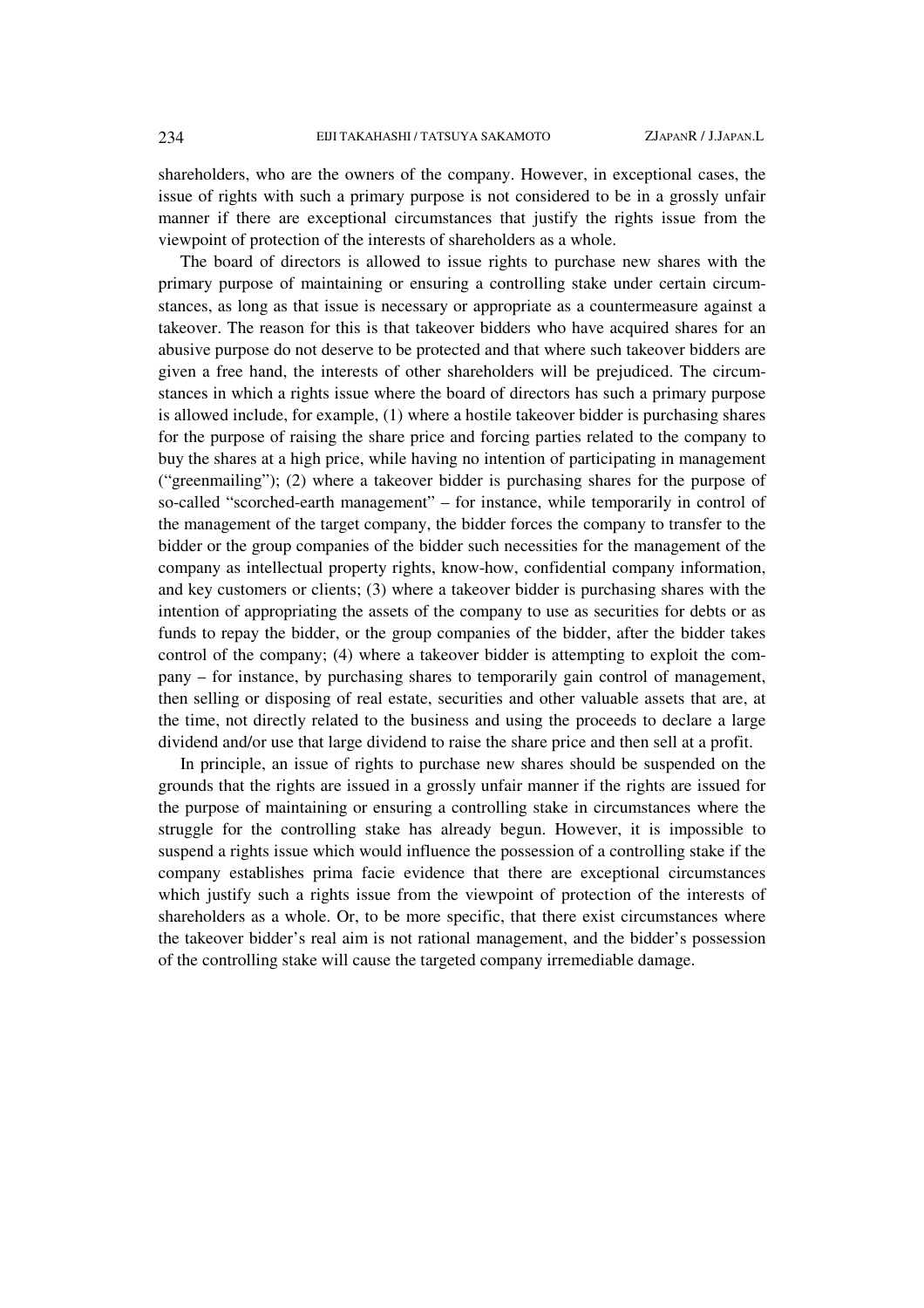shareholders, who are the owners of the company. However, in exceptional cases, the issue of rights with such a primary purpose is not considered to be in a grossly unfair manner if there are exceptional circumstances that justify the rights issue from the viewpoint of protection of the interests of shareholders as a whole.

The board of directors is allowed to issue rights to purchase new shares with the primary purpose of maintaining or ensuring a controlling stake under certain circumstances, as long as that issue is necessary or appropriate as a countermeasure against a takeover. The reason for this is that takeover bidders who have acquired shares for an abusive purpose do not deserve to be protected and that where such takeover bidders are given a free hand, the interests of other shareholders will be prejudiced. The circumstances in which a rights issue where the board of directors has such a primary purpose is allowed include, for example, (1) where a hostile takeover bidder is purchasing shares for the purpose of raising the share price and forcing parties related to the company to buy the shares at a high price, while having no intention of participating in management ("greenmailing"); (2) where a takeover bidder is purchasing shares for the purpose of so-called "scorched-earth management" – for instance, while temporarily in control of the management of the target company, the bidder forces the company to transfer to the bidder or the group companies of the bidder such necessities for the management of the company as intellectual property rights, know-how, confidential company information, and key customers or clients; (3) where a takeover bidder is purchasing shares with the intention of appropriating the assets of the company to use as securities for debts or as funds to repay the bidder, or the group companies of the bidder, after the bidder takes control of the company; (4) where a takeover bidder is attempting to exploit the company – for instance, by purchasing shares to temporarily gain control of management, then selling or disposing of real estate, securities and other valuable assets that are, at the time, not directly related to the business and using the proceeds to declare a large dividend and/or use that large dividend to raise the share price and then sell at a profit.

In principle, an issue of rights to purchase new shares should be suspended on the grounds that the rights are issued in a grossly unfair manner if the rights are issued for the purpose of maintaining or ensuring a controlling stake in circumstances where the struggle for the controlling stake has already begun. However, it is impossible to suspend a rights issue which would influence the possession of a controlling stake if the company establishes prima facie evidence that there are exceptional circumstances which justify such a rights issue from the viewpoint of protection of the interests of shareholders as a whole. Or, to be more specific, that there exist circumstances where the takeover bidder's real aim is not rational management, and the bidder's possession of the controlling stake will cause the targeted company irremediable damage.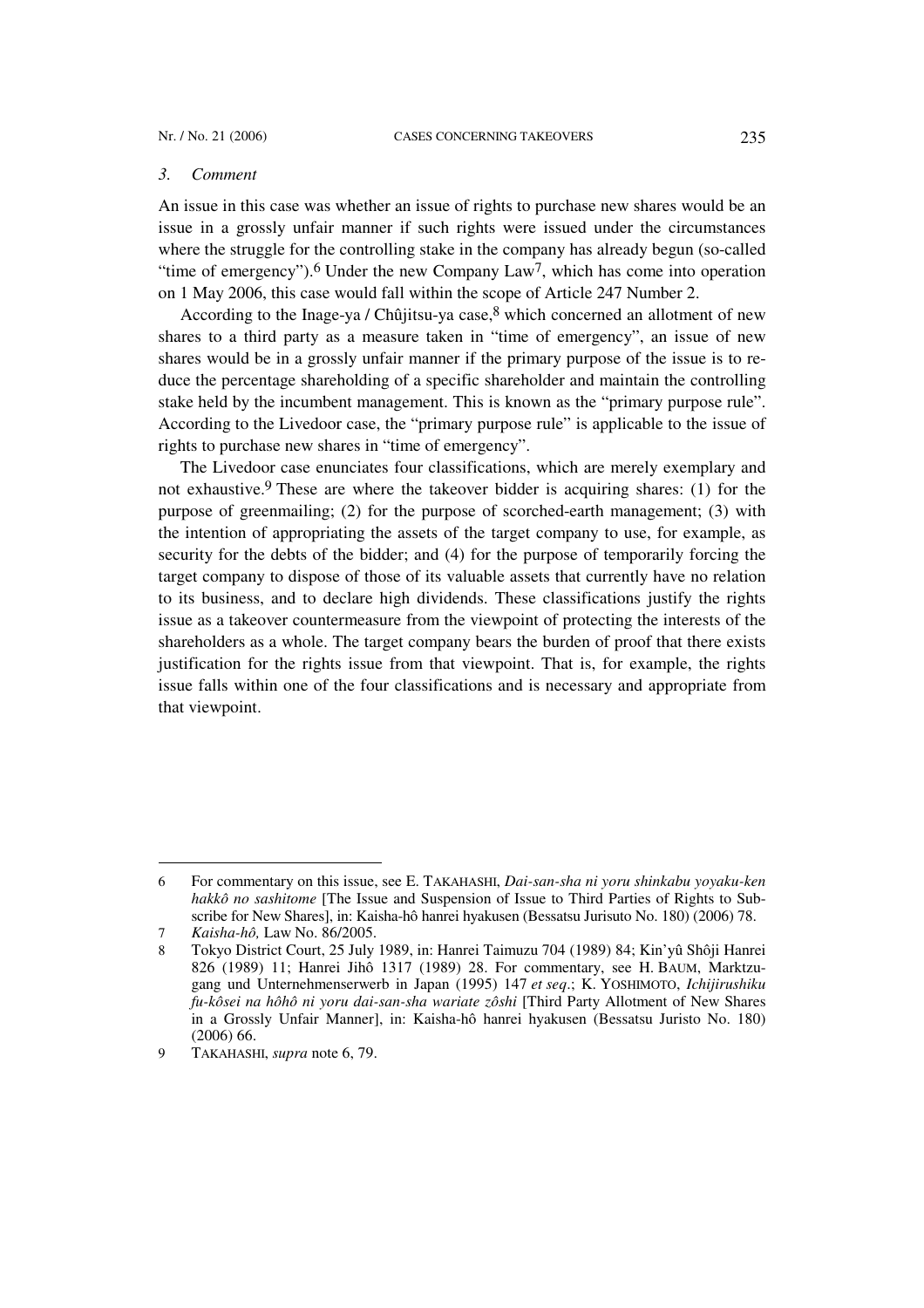### *3. Comment*

An issue in this case was whether an issue of rights to purchase new shares would be an issue in a grossly unfair manner if such rights were issued under the circumstances where the struggle for the controlling stake in the company has already begun (so-called "time of emergency").[6] Under the new Company Law[7], which has come into operation on 1 May 2006, this case would fall within the scope of Article 247 Number 2.

According to the Inage-ya / Chûjitsu-ya case,[8] which concerned an allotment of new shares to a third party as a measure taken in "time of emergency", an issue of new shares would be in a grossly unfair manner if the primary purpose of the issue is to reduce the percentage shareholding of a specific shareholder and maintain the controlling stake held by the incumbent management. This is known as the "primary purpose rule". According to the Livedoor case, the "primary purpose rule" is applicable to the issue of rights to purchase new shares in "time of emergency".

The Livedoor case enunciates four classifications, which are merely exemplary and not exhaustive.[9] These are where the takeover bidder is acquiring shares: (1) for the purpose of greenmailing; (2) for the purpose of scorched-earth management; (3) with the intention of appropriating the assets of the target company to use, for example, as security for the debts of the bidder; and (4) for the purpose of temporarily forcing the target company to dispose of those of its valuable assets that currently have no relation to its business, and to declare high dividends. These classifications justify the rights issue as a takeover countermeasure from the viewpoint of protecting the interests of the shareholders as a whole. The target company bears the burden of proof that there exists justification for the rights issue from that viewpoint. That is, for example, the rights issue falls within one of the four classifications and is necessary and appropriate from that viewpoint.

---

6 For commentary on this issue, see E. TAKAHASHI, *Dai-san-sha ni yoru shinkabu yoyaku-ken hakkô no sashitome* [The Issue and Suspension of Issue to Third Parties of Rights to Subscribe for New Shares], in: Kaisha-hô hanrei hyakusen (Bessatsu Jurisuto No. 180) (2006) 78.

7 *Kaisha-hô,* Law No. 86/2005.

8 Tokyo District Court, 25 July 1989, in: Hanrei Taimuzu 704 (1989) 84; Kin'yû Shôji Hanrei 826 (1989) 11; Hanrei Jihô 1317 (1989) 28. For commentary, see H. BAUM, Marktzugang und Unternehmenserwerb in Japan (1995) 147 *et seq*.; K. YOSHIMOTO, *Ichijirushiku fu-kôsei na hôhô ni yoru dai-san-sha wariate zôshi* [Third Party Allotment of New Shares in a Grossly Unfair Manner], in: Kaisha-hô hanrei hyakusen (Bessatsu Juristo No. 180) (2006) 66.

9 TAKAHASHI, *supra* note 6, 79.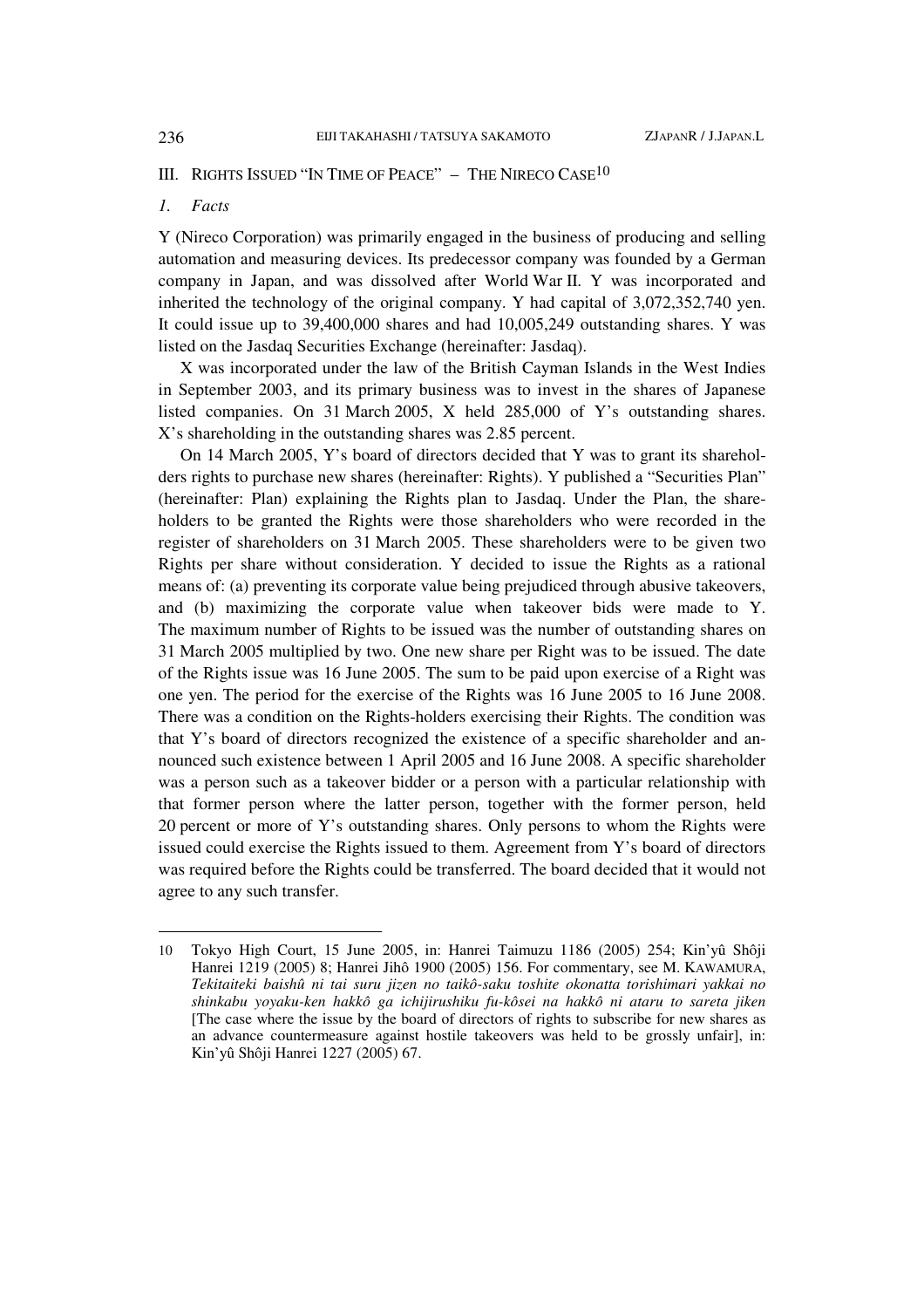## III. Rights Issued "In Time of Peace" – The Nireco Case[10]

### 1. *Facts*

Y (Nireco Corporation) was primarily engaged in the business of producing and selling automation and measuring devices. Its predecessor company was founded by a German company in Japan, and was dissolved after World War II. Y was incorporated and inherited the technology of the original company. Y had capital of 3,072,352,740 yen. It could issue up to 39,400,000 shares and had 10,005,249 outstanding shares. Y was listed on the Jasdaq Securities Exchange (hereinafter: Jasdaq).

X was incorporated under the law of the British Cayman Islands in the West Indies in September 2003, and its primary business was to invest in the shares of Japanese listed companies. On 31 March 2005, X held 285,000 of Y's outstanding shares. X's shareholding in the outstanding shares was 2.85 percent.

On 14 March 2005, Y's board of directors decided that Y was to grant its shareholders rights to purchase new shares (hereinafter: Rights). Y published a "Securities Plan" (hereinafter: Plan) explaining the Rights plan to Jasdaq. Under the Plan, the shareholders to be granted the Rights were those shareholders who were recorded in the register of shareholders on 31 March 2005. These shareholders were to be given two Rights per share without consideration. Y decided to issue the Rights as a rational means of: (a) preventing its corporate value being prejudiced through abusive takeovers, and (b) maximizing the corporate value when takeover bids were made to Y. The maximum number of Rights to be issued was the number of outstanding shares on 31 March 2005 multiplied by two. One new share per Right was to be issued. The date of the Rights issue was 16 June 2005. The sum to be paid upon exercise of a Right was one yen. The period for the exercise of the Rights was 16 June 2005 to 16 June 2008. There was a condition on the Rights-holders exercising their Rights. The condition was that Y's board of directors recognized the existence of a specific shareholder and announced such existence between 1 April 2005 and 16 June 2008. A specific shareholder was a person such as a takeover bidder or a person with a particular relationship with that former person where the latter person, together with the former person, held 20 percent or more of Y's outstanding shares. Only persons to whom the Rights were issued could exercise the Rights issued to them. Agreement from Y's board of directors was required before the Rights could be transferred. The board decided that it would not agree to any such transfer.

---

10 Tokyo High Court, 15 June 2005, in: Hanrei Taimuzu 1186 (2005) 254; Kin'yû Shôji Hanrei 1219 (2005) 8; Hanrei Jihô 1900 (2005) 156. For commentary, see M. KAWAMURA, *Tekitaiteki baishû ni tai suru jizen no taikô-saku toshite okonatta torishimari yakkai no shinkabu yoyaku-ken hakkô ga ichijirushiku fu-kôsei na hakkô ni ataru to sareta jiken* [The case where the issue by the board of directors of rights to subscribe for new shares as an advance countermeasure against hostile takeovers was held to be grossly unfair], in: Kin'yû Shôji Hanrei 1227 (2005) 67.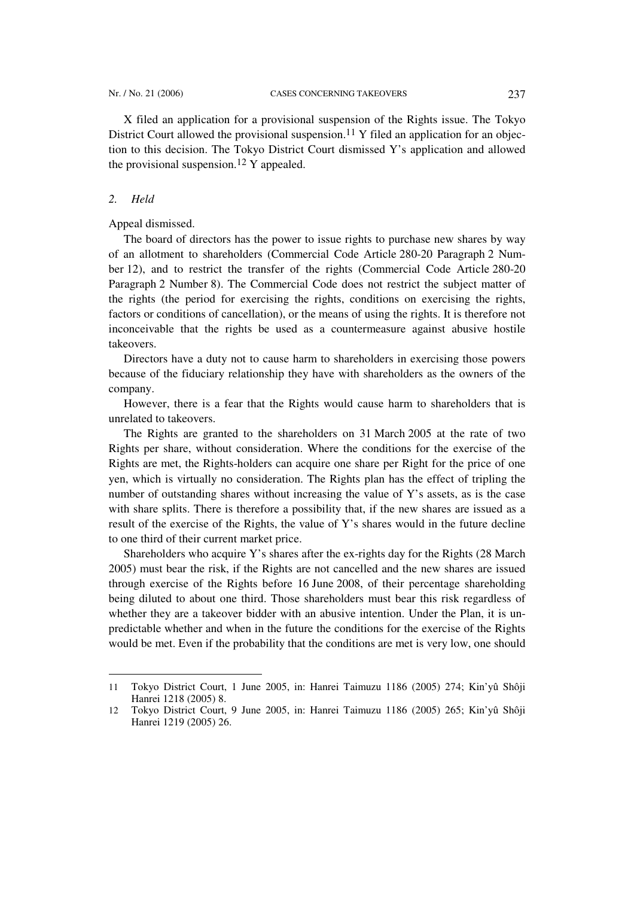X filed an application for a provisional suspension of the Rights issue. The Tokyo District Court allowed the provisional suspension.[11] Y filed an application for an objection to this decision. The Tokyo District Court dismissed Y's application and allowed the provisional suspension.[12] Y appealed.

### *2. Held*

Appeal dismissed.

The board of directors has the power to issue rights to purchase new shares by way of an allotment to shareholders (Commercial Code Article 280-20 Paragraph 2 Number 12), and to restrict the transfer of the rights (Commercial Code Article 280-20 Paragraph 2 Number 8). The Commercial Code does not restrict the subject matter of the rights (the period for exercising the rights, conditions on exercising the rights, factors or conditions of cancellation), or the means of using the rights. It is therefore not inconceivable that the rights be used as a countermeasure against abusive hostile takeovers.

Directors have a duty not to cause harm to shareholders in exercising those powers because of the fiduciary relationship they have with shareholders as the owners of the company.

However, there is a fear that the Rights would cause harm to shareholders that is unrelated to takeovers.

The Rights are granted to the shareholders on 31 March 2005 at the rate of two Rights per share, without consideration. Where the conditions for the exercise of the Rights are met, the Rights-holders can acquire one share per Right for the price of one yen, which is virtually no consideration. The Rights plan has the effect of tripling the number of outstanding shares without increasing the value of Y's assets, as is the case with share splits. There is therefore a possibility that, if the new shares are issued as a result of the exercise of the Rights, the value of Y's shares would in the future decline to one third of their current market price.

Shareholders who acquire Y's shares after the ex-rights day for the Rights (28 March 2005) must bear the risk, if the Rights are not cancelled and the new shares are issued through exercise of the Rights before 16 June 2008, of their percentage shareholding being diluted to about one third. Those shareholders must bear this risk regardless of whether they are a takeover bidder with an abusive intention. Under the Plan, it is unpredictable whether and when in the future the conditions for the exercise of the Rights would be met. Even if the probability that the conditions are met is very low, one should

---

11 Tokyo District Court, 1 June 2005, in: Hanrei Taimuzu 1186 (2005) 274; Kin'yû Shôji Hanrei 1218 (2005) 8.

12 Tokyo District Court, 9 June 2005, in: Hanrei Taimuzu 1186 (2005) 265; Kin'yû Shôji Hanrei 1219 (2005) 26.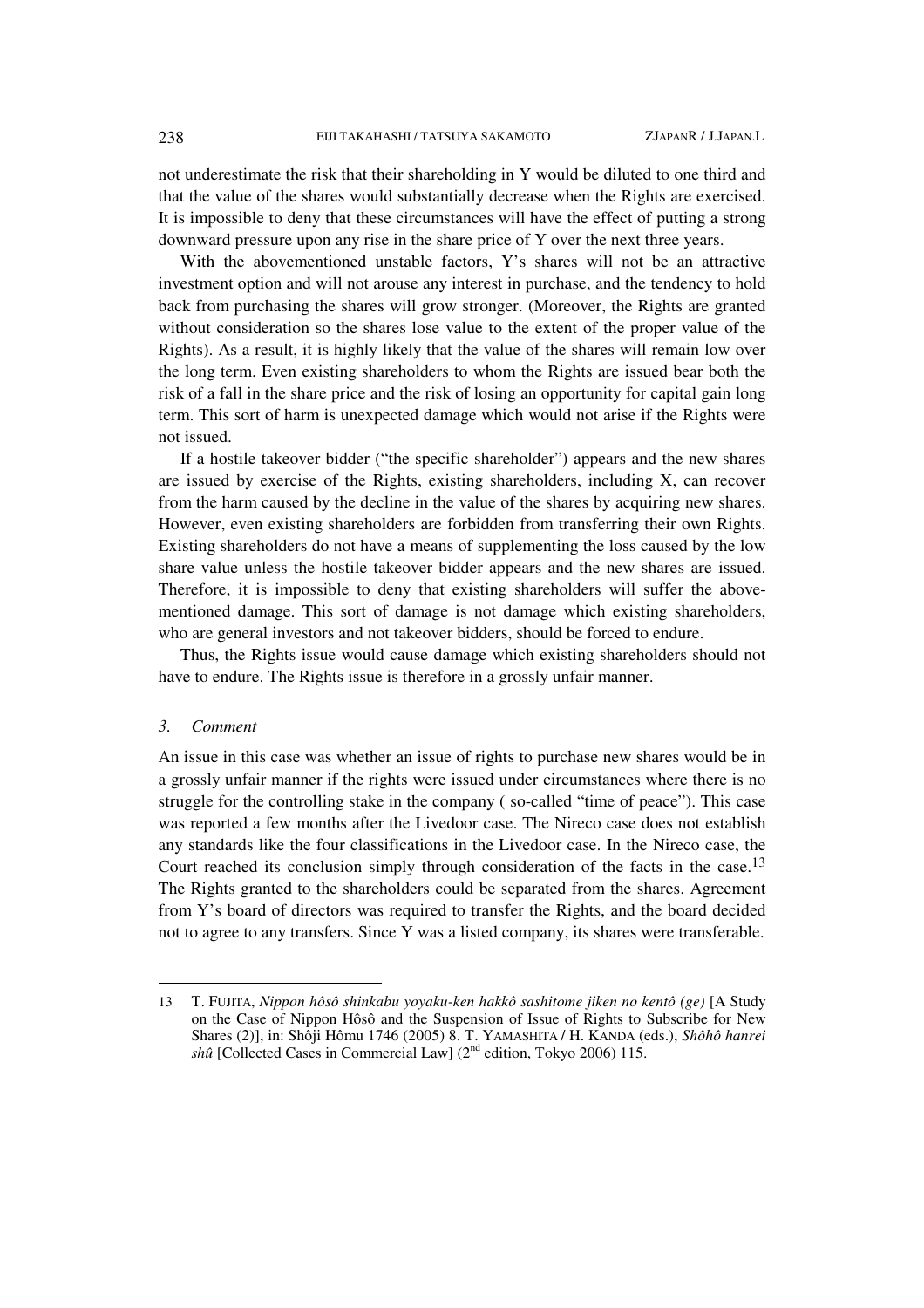not underestimate the risk that their shareholding in Y would be diluted to one third and that the value of the shares would substantially decrease when the Rights are exercised. It is impossible to deny that these circumstances will have the effect of putting a strong downward pressure upon any rise in the share price of Y over the next three years.

With the abovementioned unstable factors, Y's shares will not be an attractive investment option and will not arouse any interest in purchase, and the tendency to hold back from purchasing the shares will grow stronger. (Moreover, the Rights are granted without consideration so the shares lose value to the extent of the proper value of the Rights). As a result, it is highly likely that the value of the shares will remain low over the long term. Even existing shareholders to whom the Rights are issued bear both the risk of a fall in the share price and the risk of losing an opportunity for capital gain long term. This sort of harm is unexpected damage which would not arise if the Rights were not issued.

If a hostile takeover bidder ("the specific shareholder") appears and the new shares are issued by exercise of the Rights, existing shareholders, including X, can recover from the harm caused by the decline in the value of the shares by acquiring new shares. However, even existing shareholders are forbidden from transferring their own Rights. Existing shareholders do not have a means of supplementing the loss caused by the low share value unless the hostile takeover bidder appears and the new shares are issued. Therefore, it is impossible to deny that existing shareholders will suffer the above-mentioned damage. This sort of damage is not damage which existing shareholders, who are general investors and not takeover bidders, should be forced to endure.

Thus, the Rights issue would cause damage which existing shareholders should not have to endure. The Rights issue is therefore in a grossly unfair manner.

### *3. Comment*

An issue in this case was whether an issue of rights to purchase new shares would be in a grossly unfair manner if the rights were issued under circumstances where there is no struggle for the controlling stake in the company ( so-called "time of peace"). This case was reported a few months after the Livedoor case. The Nireco case does not establish any standards like the four classifications in the Livedoor case. In the Nireco case, the Court reached its conclusion simply through consideration of the facts in the case.[13] The Rights granted to the shareholders could be separated from the shares. Agreement from Y's board of directors was required to transfer the Rights, and the board decided not to agree to any transfers. Since Y was a listed company, its shares were transferable.

---

13 T. FUJITA, *Nippon hôsô shinkabu yoyaku-ken hakkô sashitome jiken no kentô (ge)* [A Study on the Case of Nippon Hôsô and the Suspension of Issue of Rights to Subscribe for New Shares (2)], in: Shôji Hômu 1746 (2005) 8. T. YAMASHITA / H. KANDA (eds.), *Shôhô hanrei shû* [Collected Cases in Commercial Law] (2nd edition, Tokyo 2006) 115.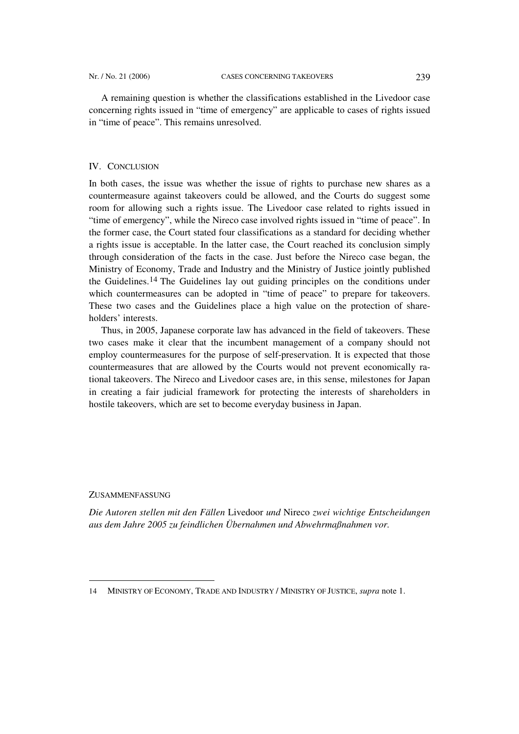A remaining question is whether the classifications established in the Livedoor case concerning rights issued in "time of emergency" are applicable to cases of rights issued in "time of peace". This remains unresolved.

## IV. CONCLUSION

In both cases, the issue was whether the issue of rights to purchase new shares as a countermeasure against takeovers could be allowed, and the Courts do suggest some room for allowing such a rights issue. The Livedoor case related to rights issued in "time of emergency", while the Nireco case involved rights issued in "time of peace". In the former case, the Court stated four classifications as a standard for deciding whether a rights issue is acceptable. In the latter case, the Court reached its conclusion simply through consideration of the facts in the case. Just before the Nireco case began, the Ministry of Economy, Trade and Industry and the Ministry of Justice jointly published the Guidelines.[14] The Guidelines lay out guiding principles on the conditions under which countermeasures can be adopted in "time of peace" to prepare for takeovers. These two cases and the Guidelines place a high value on the protection of shareholders' interests.

Thus, in 2005, Japanese corporate law has advanced in the field of takeovers. These two cases make it clear that the incumbent management of a company should not employ countermeasures for the purpose of self-preservation. It is expected that those countermeasures that are allowed by the Courts would not prevent economically rational takeovers. The Nireco and Livedoor cases are, in this sense, milestones for Japan in creating a fair judicial framework for protecting the interests of shareholders in hostile takeovers, which are set to become everyday business in Japan.

## ZUSAMMENFASSUNG

*Die Autoren stellen mit den Fällen* Livedoor *und* Nireco *zwei wichtige Entscheidungen aus dem Jahre 2005 zu feindlichen Übernahmen und Abwehrmaßnahmen vor.*

---

14 MINISTRY OF ECONOMY, TRADE AND INDUSTRY / MINISTRY OF JUSTICE, *supra* note 1.